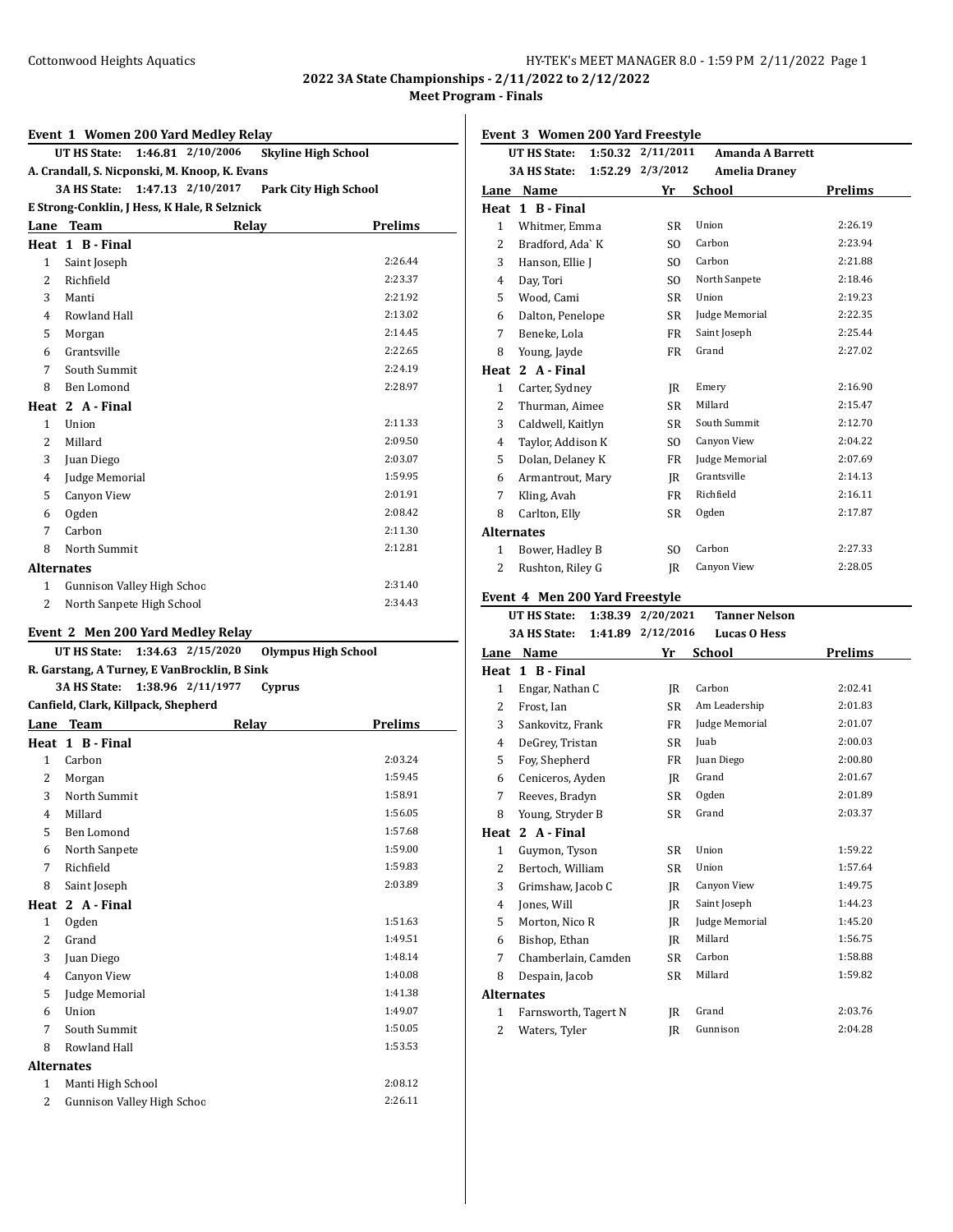## 2022 3A State Championships - 2/11/2022 to 2/12/2022

### Meet Program - Finals

### Event 1 Women 200 Yard Medley Relay

**UT HS State: 1:46.81 2/10/2006 Skyline High School**
A. Crandall, S. Nicponski, M. Knoop, K. Evans

**3A HS State: 1:47.13 2/10/2017 Park City High School**
E Strong-Conklin, J Hess, K Hale, R Selznick

| Lane | Team | Relay | Prelims |
|---|---|---|---|
| **Heat 1 B - Final** | | | |
| 1 | Saint Joseph | | 2:26.44 |
| 2 | Richfield | | 2:23.37 |
| 3 | Manti | | 2:21.92 |
| 4 | Rowland Hall | | 2:13.02 |
| 5 | Morgan | | 2:14.45 |
| 6 | Grantsville | | 2:22.65 |
| 7 | South Summit | | 2:24.19 |
| 8 | Ben Lomond | | 2:28.97 |
| **Heat 2 A - Final** | | | |
| 1 | Union | | 2:11.33 |
| 2 | Millard | | 2:09.50 |
| 3 | Juan Diego | | 2:03.07 |
| 4 | Judge Memorial | | 1:59.95 |
| 5 | Canyon View | | 2:01.91 |
| 6 | Ogden | | 2:08.42 |
| 7 | Carbon | | 2:11.30 |
| 8 | North Summit | | 2:12.81 |
| **Alternates** | | | |
| 1 | Gunnison Valley High Schoo | | 2:31.40 |
| 2 | North Sanpete High School | | 2:34.43 |

### Event 2 Men 200 Yard Medley Relay

**UT HS State: 1:34.63 2/15/2020 Olympus High School**
R. Garstang, A Turney, E VanBrocklin, B Sink

**3A HS State: 1:38.96 2/11/1977 Cyprus**
Canfield, Clark, Killpack, Shepherd

| Lane | Team | Relay | Prelims |
|---|---|---|---|
| **Heat 1 B - Final** | | | |
| 1 | Carbon | | 2:03.24 |
| 2 | Morgan | | 1:59.45 |
| 3 | North Summit | | 1:58.91 |
| 4 | Millard | | 1:56.05 |
| 5 | Ben Lomond | | 1:57.68 |
| 6 | North Sanpete | | 1:59.00 |
| 7 | Richfield | | 1:59.83 |
| 8 | Saint Joseph | | 2:03.89 |
| **Heat 2 A - Final** | | | |
| 1 | Ogden | | 1:51.63 |
| 2 | Grand | | 1:49.51 |
| 3 | Juan Diego | | 1:48.14 |
| 4 | Canyon View | | 1:40.08 |
| 5 | Judge Memorial | | 1:41.38 |
| 6 | Union | | 1:49.07 |
| 7 | South Summit | | 1:50.05 |
| 8 | Rowland Hall | | 1:53.53 |
| **Alternates** | | | |
| 1 | Manti High School | | 2:08.12 |
| 2 | Gunnison Valley High Schoo | | 2:26.11 |

### Event 3 Women 200 Yard Freestyle

**UT HS State: 1:50.32 2/11/2011 Amanda A Barrett**

**3A HS State: 1:52.29 2/3/2012 Amelia Draney**

| Lane | Name | Yr | School | Prelims |
|---|---|---|---|---|
| **Heat 1 B - Final** | | | | |
| 1 | Whitmer, Emma | SR | Union | 2:26.19 |
| 2 | Bradford, Ada` K | SO | Carbon | 2:23.94 |
| 3 | Hanson, Ellie J | SO | Carbon | 2:21.88 |
| 4 | Day, Tori | SO | North Sanpete | 2:18.46 |
| 5 | Wood, Cami | SR | Union | 2:19.23 |
| 6 | Dalton, Penelope | SR | Judge Memorial | 2:22.35 |
| 7 | Beneke, Lola | FR | Saint Joseph | 2:25.44 |
| 8 | Young, Jayde | FR | Grand | 2:27.02 |
| **Heat 2 A - Final** | | | | |
| 1 | Carter, Sydney | JR | Emery | 2:16.90 |
| 2 | Thurman, Aimee | SR | Millard | 2:15.47 |
| 3 | Caldwell, Kaitlyn | SR | South Summit | 2:12.70 |
| 4 | Taylor, Addison K | SO | Canyon View | 2:04.22 |
| 5 | Dolan, Delaney K | FR | Judge Memorial | 2:07.69 |
| 6 | Armantrout, Mary | JR | Grantsville | 2:14.13 |
| 7 | Kling, Avah | FR | Richfield | 2:16.11 |
| 8 | Carlton, Elly | SR | Ogden | 2:17.87 |
| **Alternates** | | | | |
| 1 | Bower, Hadley B | SO | Carbon | 2:27.33 |
| 2 | Rushton, Riley G | JR | Canyon View | 2:28.05 |

### Event 4 Men 200 Yard Freestyle

**UT HS State: 1:38.39 2/20/2021 Tanner Nelson**

**3A HS State: 1:41.89 2/12/2016 Lucas O Hess**

| Lane | Name | Yr | School | Prelims |
|---|---|---|---|---|
| **Heat 1 B - Final** | | | | |
| 1 | Engar, Nathan C | JR | Carbon | 2:02.41 |
| 2 | Frost, Ian | SR | Am Leadership | 2:01.83 |
| 3 | Sankovitz, Frank | FR | Judge Memorial | 2:01.07 |
| 4 | DeGrey, Tristan | SR | Juab | 2:00.03 |
| 5 | Foy, Shepherd | FR | Juan Diego | 2:00.80 |
| 6 | Ceniceros, Ayden | JR | Grand | 2:01.67 |
| 7 | Reeves, Bradyn | SR | Ogden | 2:01.89 |
| 8 | Young, Stryder B | SR | Grand | 2:03.37 |
| **Heat 2 A - Final** | | | | |
| 1 | Guymon, Tyson | SR | Union | 1:59.22 |
| 2 | Bertoch, William | SR | Union | 1:57.64 |
| 3 | Grimshaw, Jacob C | JR | Canyon View | 1:49.75 |
| 4 | Jones, Will | JR | Saint Joseph | 1:44.23 |
| 5 | Morton, Nico R | JR | Judge Memorial | 1:45.20 |
| 6 | Bishop, Ethan | JR | Millard | 1:56.75 |
| 7 | Chamberlain, Camden | SR | Carbon | 1:58.88 |
| 8 | Despain, Jacob | SR | Millard | 1:59.82 |
| **Alternates** | | | | |
| 1 | Farnsworth, Tagert N | JR | Grand | 2:03.76 |
| 2 | Waters, Tyler | JR | Gunnison | 2:04.28 |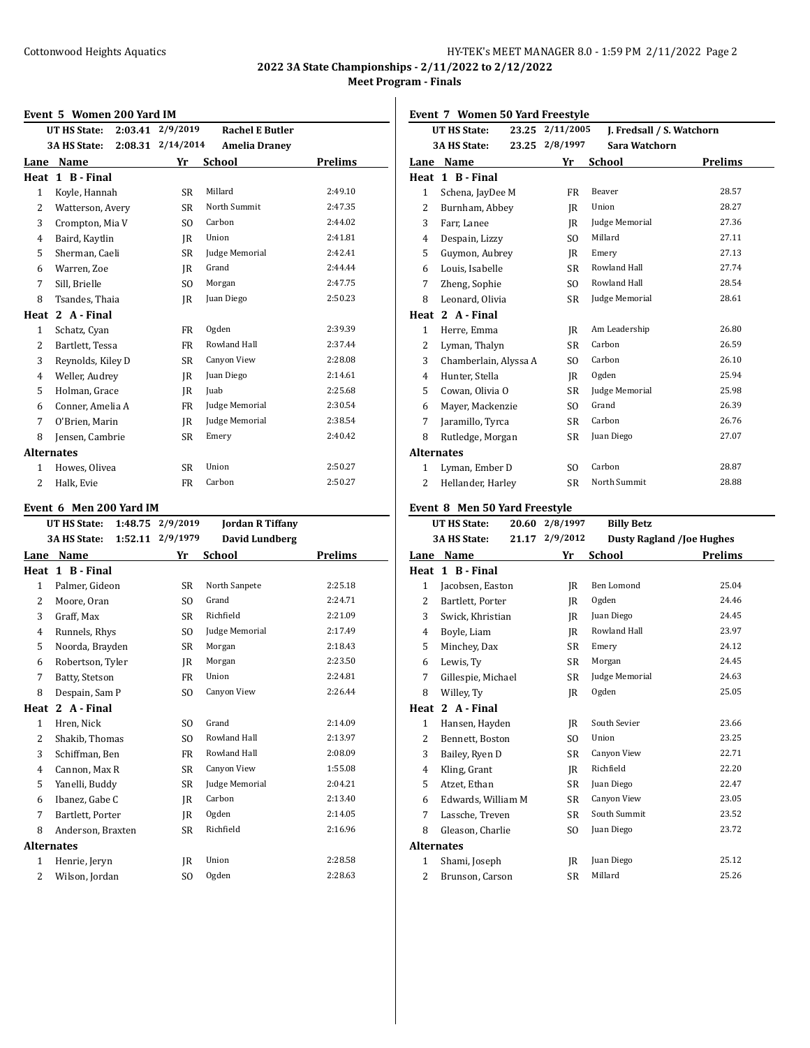## 2022 3A State Championships - 2/11/2022 to 2/12/2022

### Meet Program - Finals

#### Event 5 Women 200 Yard IM

| | | | |
|---|---|---|---|
| UT HS State: | 2:03.41 | 2/9/2019 | Rachel E Butler |
| 3A HS State: | 2:08.31 | 2/14/2014 | Amelia Draney |

| Lane | Name | Yr | School | Prelims |
|---|---|---|---|---|
| **Heat 1 B - Final** | | | | |
| 1 | Koyle, Hannah | SR | Millard | 2:49.10 |
| 2 | Watterson, Avery | SR | North Summit | 2:47.35 |
| 3 | Crompton, Mia V | SO | Carbon | 2:44.02 |
| 4 | Baird, Kaytlin | JR | Union | 2:41.81 |
| 5 | Sherman, Caeli | SR | Judge Memorial | 2:42.41 |
| 6 | Warren, Zoe | JR | Grand | 2:44.44 |
| 7 | Sill, Brielle | SO | Morgan | 2:47.75 |
| 8 | Tsandes, Thaia | JR | Juan Diego | 2:50.23 |
| **Heat 2 A - Final** | | | | |
| 1 | Schatz, Cyan | FR | Ogden | 2:39.39 |
| 2 | Bartlett, Tessa | FR | Rowland Hall | 2:37.44 |
| 3 | Reynolds, Kiley D | SR | Canyon View | 2:28.08 |
| 4 | Weller, Audrey | JR | Juan Diego | 2:14.61 |
| 5 | Holman, Grace | JR | Juab | 2:25.68 |
| 6 | Conner, Amelia A | FR | Judge Memorial | 2:30.54 |
| 7 | O'Brien, Marin | JR | Judge Memorial | 2:38.54 |
| 8 | Jensen, Cambrie | SR | Emery | 2:40.42 |
| **Alternates** | | | | |
| 1 | Howes, Olivea | SR | Union | 2:50.27 |
| 2 | Halk, Evie | FR | Carbon | 2:50.27 |

#### Event 6 Men 200 Yard IM

| | | | |
|---|---|---|---|
| UT HS State: | 1:48.75 | 2/9/2019 | Jordan R Tiffany |
| 3A HS State: | 1:52.11 | 2/9/1979 | David Lundberg |

| Lane | Name | Yr | School | Prelims |
|---|---|---|---|---|
| **Heat 1 B - Final** | | | | |
| 1 | Palmer, Gideon | SR | North Sanpete | 2:25.18 |
| 2 | Moore, Oran | SO | Grand | 2:24.71 |
| 3 | Graff, Max | SR | Richfield | 2:21.09 |
| 4 | Runnels, Rhys | SO | Judge Memorial | 2:17.49 |
| 5 | Noorda, Brayden | SR | Morgan | 2:18.43 |
| 6 | Robertson, Tyler | JR | Morgan | 2:23.50 |
| 7 | Batty, Stetson | FR | Union | 2:24.81 |
| 8 | Despain, Sam P | SO | Canyon View | 2:26.44 |
| **Heat 2 A - Final** | | | | |
| 1 | Hren, Nick | SO | Grand | 2:14.09 |
| 2 | Shakib, Thomas | SO | Rowland Hall | 2:13.97 |
| 3 | Schiffman, Ben | FR | Rowland Hall | 2:08.09 |
| 4 | Cannon, Max R | SR | Canyon View | 1:55.08 |
| 5 | Yanelli, Buddy | SR | Judge Memorial | 2:04.21 |
| 6 | Ibanez, Gabe C | JR | Carbon | 2:13.40 |
| 7 | Bartlett, Porter | JR | Ogden | 2:14.05 |
| 8 | Anderson, Braxten | SR | Richfield | 2:16.96 |
| **Alternates** | | | | |
| 1 | Henrie, Jeryn | JR | Union | 2:28.58 |
| 2 | Wilson, Jordan | SO | Ogden | 2:28.63 |

#### Event 7 Women 50 Yard Freestyle

| | | | |
|---|---|---|---|
| UT HS State: | 23.25 | 2/11/2005 | J. Fredsall / S. Watchorn |
| 3A HS State: | 23.25 | 2/8/1997 | Sara Watchorn |

| Lane | Name | Yr | School | Prelims |
|---|---|---|---|---|
| **Heat 1 B - Final** | | | | |
| 1 | Schena, JayDee M | FR | Beaver | 28.57 |
| 2 | Burnham, Abbey | JR | Union | 28.27 |
| 3 | Farr, Lanee | JR | Judge Memorial | 27.36 |
| 4 | Despain, Lizzy | SO | Millard | 27.11 |
| 5 | Guymon, Aubrey | JR | Emery | 27.13 |
| 6 | Louis, Isabelle | SR | Rowland Hall | 27.74 |
| 7 | Zheng, Sophie | SO | Rowland Hall | 28.54 |
| 8 | Leonard, Olivia | SR | Judge Memorial | 28.61 |
| **Heat 2 A - Final** | | | | |
| 1 | Herre, Emma | JR | Am Leadership | 26.80 |
| 2 | Lyman, Thalyn | SR | Carbon | 26.59 |
| 3 | Chamberlain, Alyssa A | SO | Carbon | 26.10 |
| 4 | Hunter, Stella | JR | Ogden | 25.94 |
| 5 | Cowan, Olivia O | SR | Judge Memorial | 25.98 |
| 6 | Mayer, Mackenzie | SO | Grand | 26.39 |
| 7 | Jaramillo, Tyrca | SR | Carbon | 26.76 |
| 8 | Rutledge, Morgan | SR | Juan Diego | 27.07 |
| **Alternates** | | | | |
| 1 | Lyman, Ember D | SO | Carbon | 28.87 |
| 2 | Hellander, Harley | SR | North Summit | 28.88 |

#### Event 8 Men 50 Yard Freestyle

| | | | |
|---|---|---|---|
| UT HS State: | 20.60 | 2/8/1997 | Billy Betz |
| 3A HS State: | 21.17 | 2/9/2012 | Dusty Ragland /Joe Hughes |

| Lane | Name | Yr | School | Prelims |
|---|---|---|---|---|
| **Heat 1 B - Final** | | | | |
| 1 | Jacobsen, Easton | JR | Ben Lomond | 25.04 |
| 2 | Bartlett, Porter | JR | Ogden | 24.46 |
| 3 | Swick, Khristian | JR | Juan Diego | 24.45 |
| 4 | Boyle, Liam | JR | Rowland Hall | 23.97 |
| 5 | Minchey, Dax | SR | Emery | 24.12 |
| 6 | Lewis, Ty | SR | Morgan | 24.45 |
| 7 | Gillespie, Michael | SR | Judge Memorial | 24.63 |
| 8 | Willey, Ty | JR | Ogden | 25.05 |
| **Heat 2 A - Final** | | | | |
| 1 | Hansen, Hayden | JR | South Sevier | 23.66 |
| 2 | Bennett, Boston | SO | Union | 23.25 |
| 3 | Bailey, Ryen D | SR | Canyon View | 22.71 |
| 4 | Kling, Grant | JR | Richfield | 22.20 |
| 5 | Atzet, Ethan | SR | Juan Diego | 22.47 |
| 6 | Edwards, William M | SR | Canyon View | 23.05 |
| 7 | Lassche, Treven | SR | South Summit | 23.52 |
| 8 | Gleason, Charlie | SO | Juan Diego | 23.72 |
| **Alternates** | | | | |
| 1 | Shami, Joseph | JR | Juan Diego | 25.12 |
| 2 | Brunson, Carson | SR | Millard | 25.26 |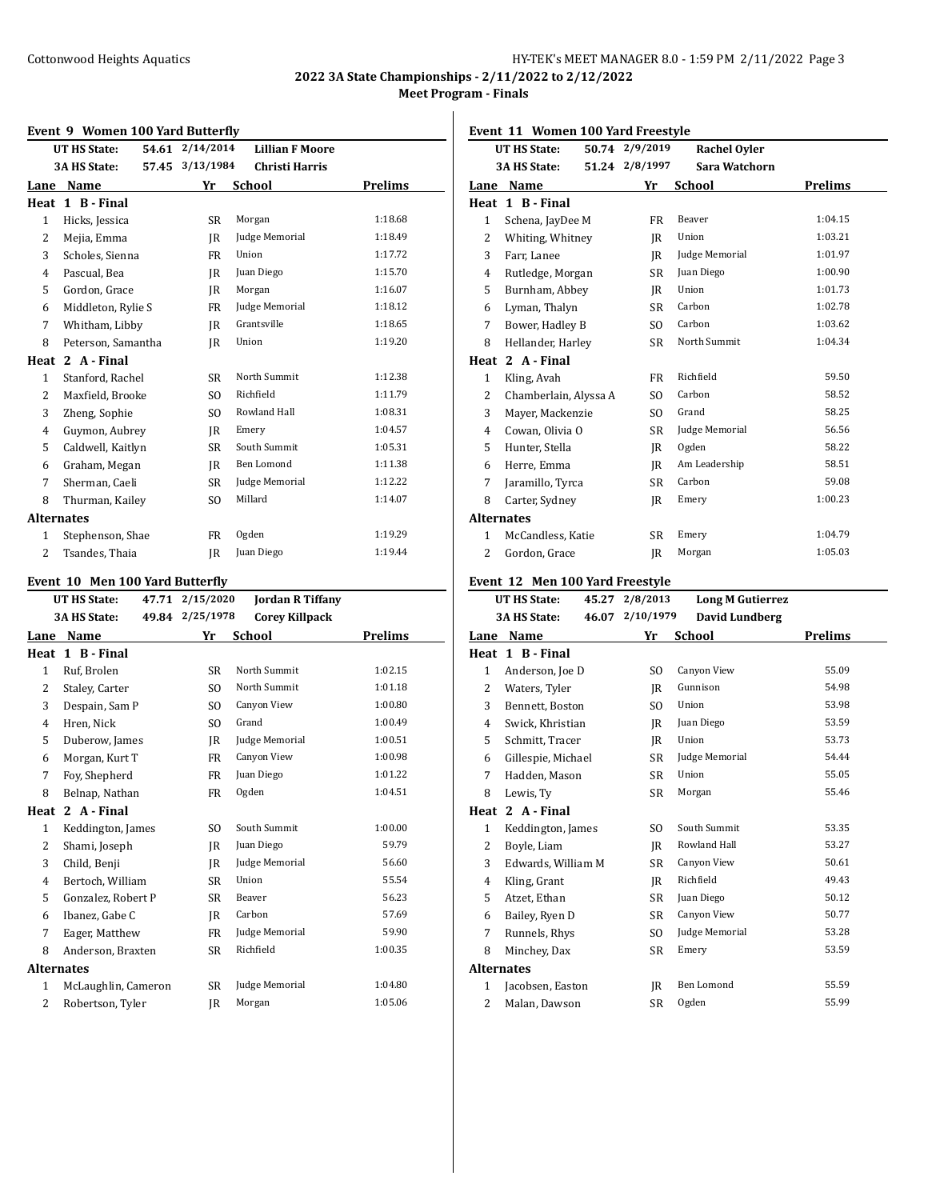## 2022 3A State Championships - 2/11/2022 to 2/12/2022

### Meet Program - Finals

### Event 9 Women 100 Yard Butterfly

| | | | | |
|---|---|---|---|---|
| UT HS State: | 54.61 | 2/14/2014 | Lillian F Moore | |
| 3A HS State: | 57.45 | 3/13/1984 | Christi Harris | |

| Lane | Name | Yr | School | Prelims |
|---|---|---|---|---|
| **Heat 1 B - Final** | | | | |
| 1 | Hicks, Jessica | SR | Morgan | 1:18.68 |
| 2 | Mejia, Emma | JR | Judge Memorial | 1:18.49 |
| 3 | Scholes, Sienna | FR | Union | 1:17.72 |
| 4 | Pascual, Bea | JR | Juan Diego | 1:15.70 |
| 5 | Gordon, Grace | JR | Morgan | 1:16.07 |
| 6 | Middleton, Rylie S | FR | Judge Memorial | 1:18.12 |
| 7 | Whitham, Libby | JR | Grantsville | 1:18.65 |
| 8 | Peterson, Samantha | JR | Union | 1:19.20 |
| **Heat 2 A - Final** | | | | |
| 1 | Stanford, Rachel | SR | North Summit | 1:12.38 |
| 2 | Maxfield, Brooke | SO | Richfield | 1:11.79 |
| 3 | Zheng, Sophie | SO | Rowland Hall | 1:08.31 |
| 4 | Guymon, Aubrey | JR | Emery | 1:04.57 |
| 5 | Caldwell, Kaitlyn | SR | South Summit | 1:05.31 |
| 6 | Graham, Megan | JR | Ben Lomond | 1:11.38 |
| 7 | Sherman, Caeli | SR | Judge Memorial | 1:12.22 |
| 8 | Thurman, Kailey | SO | Millard | 1:14.07 |
| **Alternates** | | | | |
| 1 | Stephenson, Shae | FR | Ogden | 1:19.29 |
| 2 | Tsandes, Thaia | JR | Juan Diego | 1:19.44 |

### Event 10 Men 100 Yard Butterfly

| | | | | |
|---|---|---|---|---|
| UT HS State: | 47.71 | 2/15/2020 | Jordan R Tiffany | |
| 3A HS State: | 49.84 | 2/25/1978 | Corey Killpack | |

| Lane | Name | Yr | School | Prelims |
|---|---|---|---|---|
| **Heat 1 B - Final** | | | | |
| 1 | Ruf, Brolen | SR | North Summit | 1:02.15 |
| 2 | Staley, Carter | SO | North Summit | 1:01.18 |
| 3 | Despain, Sam P | SO | Canyon View | 1:00.80 |
| 4 | Hren, Nick | SO | Grand | 1:00.49 |
| 5 | Duberow, James | JR | Judge Memorial | 1:00.51 |
| 6 | Morgan, Kurt T | FR | Canyon View | 1:00.98 |
| 7 | Foy, Shepherd | FR | Juan Diego | 1:01.22 |
| 8 | Belnap, Nathan | FR | Ogden | 1:04.51 |
| **Heat 2 A - Final** | | | | |
| 1 | Keddington, James | SO | South Summit | 1:00.00 |
| 2 | Shami, Joseph | JR | Juan Diego | 59.79 |
| 3 | Child, Benji | JR | Judge Memorial | 56.60 |
| 4 | Bertoch, William | SR | Union | 55.54 |
| 5 | Gonzalez, Robert P | SR | Beaver | 56.23 |
| 6 | Ibanez, Gabe C | JR | Carbon | 57.69 |
| 7 | Eager, Matthew | FR | Judge Memorial | 59.90 |
| 8 | Anderson, Braxten | SR | Richfield | 1:00.35 |
| **Alternates** | | | | |
| 1 | McLaughlin, Cameron | SR | Judge Memorial | 1:04.80 |
| 2 | Robertson, Tyler | JR | Morgan | 1:05.06 |

### Event 11 Women 100 Yard Freestyle

| | | | | |
|---|---|---|---|---|
| UT HS State: | 50.74 | 2/9/2019 | Rachel Oyler | |
| 3A HS State: | 51.24 | 2/8/1997 | Sara Watchorn | |

| Lane | Name | Yr | School | Prelims |
|---|---|---|---|---|
| **Heat 1 B - Final** | | | | |
| 1 | Schena, JayDee M | FR | Beaver | 1:04.15 |
| 2 | Whiting, Whitney | JR | Union | 1:03.21 |
| 3 | Farr, Lanee | JR | Judge Memorial | 1:01.97 |
| 4 | Rutledge, Morgan | SR | Juan Diego | 1:00.90 |
| 5 | Burnham, Abbey | JR | Union | 1:01.73 |
| 6 | Lyman, Thalyn | SR | Carbon | 1:02.78 |
| 7 | Bower, Hadley B | SO | Carbon | 1:03.62 |
| 8 | Hellander, Harley | SR | North Summit | 1:04.34 |
| **Heat 2 A - Final** | | | | |
| 1 | Kling, Avah | FR | Richfield | 59.50 |
| 2 | Chamberlain, Alyssa A | SO | Carbon | 58.52 |
| 3 | Mayer, Mackenzie | SO | Grand | 58.25 |
| 4 | Cowan, Olivia O | SR | Judge Memorial | 56.56 |
| 5 | Hunter, Stella | JR | Ogden | 58.22 |
| 6 | Herre, Emma | JR | Am Leadership | 58.51 |
| 7 | Jaramillo, Tyrca | SR | Carbon | 59.08 |
| 8 | Carter, Sydney | JR | Emery | 1:00.23 |
| **Alternates** | | | | |
| 1 | McCandless, Katie | SR | Emery | 1:04.79 |
| 2 | Gordon, Grace | JR | Morgan | 1:05.03 |

### Event 12 Men 100 Yard Freestyle

| | | | | |
|---|---|---|---|---|
| UT HS State: | 45.27 | 2/8/2013 | Long M Gutierrez | |
| 3A HS State: | 46.07 | 2/10/1979 | David Lundberg | |

| Lane | Name | Yr | School | Prelims |
|---|---|---|---|---|
| **Heat 1 B - Final** | | | | |
| 1 | Anderson, Joe D | SO | Canyon View | 55.09 |
| 2 | Waters, Tyler | JR | Gunnison | 54.98 |
| 3 | Bennett, Boston | SO | Union | 53.98 |
| 4 | Swick, Khristian | JR | Juan Diego | 53.59 |
| 5 | Schmitt, Tracer | JR | Union | 53.73 |
| 6 | Gillespie, Michael | SR | Judge Memorial | 54.44 |
| 7 | Hadden, Mason | SR | Union | 55.05 |
| 8 | Lewis, Ty | SR | Morgan | 55.46 |
| **Heat 2 A - Final** | | | | |
| 1 | Keddington, James | SO | South Summit | 53.35 |
| 2 | Boyle, Liam | JR | Rowland Hall | 53.27 |
| 3 | Edwards, William M | SR | Canyon View | 50.61 |
| 4 | Kling, Grant | JR | Richfield | 49.43 |
| 5 | Atzet, Ethan | SR | Juan Diego | 50.12 |
| 6 | Bailey, Ryen D | SR | Canyon View | 50.77 |
| 7 | Runnels, Rhys | SO | Judge Memorial | 53.28 |
| 8 | Minchey, Dax | SR | Emery | 53.59 |
| **Alternates** | | | | |
| 1 | Jacobsen, Easton | JR | Ben Lomond | 55.59 |
| 2 | Malan, Dawson | SR | Ogden | 55.99 |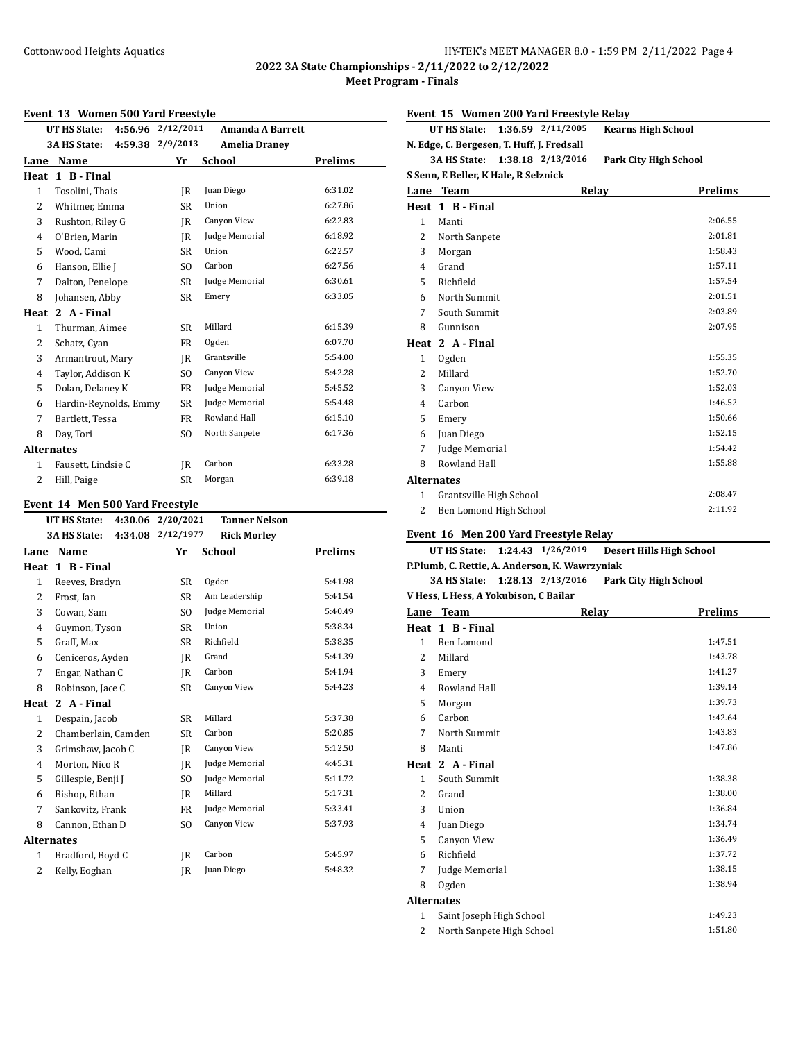## 2022 3A State Championships - 2/11/2022 to 2/12/2022

### Meet Program - Finals

### Event 13 Women 500 Yard Freestyle

UT HS State: 4:56.96 2/12/2011 **Amanda A Barrett**

3A HS State: 4:59.38 2/9/2013 **Amelia Draney**

| Lane | Name | Yr | School | Prelims |
|---|---|---|---|---|
| **Heat 1 B - Final** | | | | |
| 1 | Tosolini, Thais | JR | Juan Diego | 6:31.02 |
| 2 | Whitmer, Emma | SR | Union | 6:27.86 |
| 3 | Rushton, Riley G | JR | Canyon View | 6:22.83 |
| 4 | O'Brien, Marin | JR | Judge Memorial | 6:18.92 |
| 5 | Wood, Cami | SR | Union | 6:22.57 |
| 6 | Hanson, Ellie J | SO | Carbon | 6:27.56 |
| 7 | Dalton, Penelope | SR | Judge Memorial | 6:30.61 |
| 8 | Johansen, Abby | SR | Emery | 6:33.05 |
| **Heat 2 A - Final** | | | | |
| 1 | Thurman, Aimee | SR | Millard | 6:15.39 |
| 2 | Schatz, Cyan | FR | Ogden | 6:07.70 |
| 3 | Armantrout, Mary | JR | Grantsville | 5:54.00 |
| 4 | Taylor, Addison K | SO | Canyon View | 5:42.28 |
| 5 | Dolan, Delaney K | FR | Judge Memorial | 5:45.52 |
| 6 | Hardin-Reynolds, Emmy | SR | Judge Memorial | 5:54.48 |
| 7 | Bartlett, Tessa | FR | Rowland Hall | 6:15.10 |
| 8 | Day, Tori | SO | North Sanpete | 6:17.36 |
| **Alternates** | | | | |
| 1 | Fausett, Lindsie C | JR | Carbon | 6:33.28 |
| 2 | Hill, Paige | SR | Morgan | 6:39.18 |

### Event 14 Men 500 Yard Freestyle

UT HS State: 4:30.06 2/20/2021 **Tanner Nelson**

3A HS State: 4:34.08 2/12/1977 **Rick Morley**

| Lane | Name | Yr | School | Prelims |
|---|---|---|---|---|
| **Heat 1 B - Final** | | | | |
| 1 | Reeves, Bradyn | SR | Ogden | 5:41.98 |
| 2 | Frost, Ian | SR | Am Leadership | 5:41.54 |
| 3 | Cowan, Sam | SO | Judge Memorial | 5:40.49 |
| 4 | Guymon, Tyson | SR | Union | 5:38.34 |
| 5 | Graff, Max | SR | Richfield | 5:38.35 |
| 6 | Ceniceros, Ayden | JR | Grand | 5:41.39 |
| 7 | Engar, Nathan C | JR | Carbon | 5:41.94 |
| 8 | Robinson, Jace C | SR | Canyon View | 5:44.23 |
| **Heat 2 A - Final** | | | | |
| 1 | Despain, Jacob | SR | Millard | 5:37.38 |
| 2 | Chamberlain, Camden | SR | Carbon | 5:20.85 |
| 3 | Grimshaw, Jacob C | JR | Canyon View | 5:12.50 |
| 4 | Morton, Nico R | JR | Judge Memorial | 4:45.31 |
| 5 | Gillespie, Benji J | SO | Judge Memorial | 5:11.72 |
| 6 | Bishop, Ethan | JR | Millard | 5:17.31 |
| 7 | Sankovitz, Frank | FR | Judge Memorial | 5:33.41 |
| 8 | Cannon, Ethan D | SO | Canyon View | 5:37.93 |
| **Alternates** | | | | |
| 1 | Bradford, Boyd C | JR | Carbon | 5:45.97 |
| 2 | Kelly, Eoghan | JR | Juan Diego | 5:48.32 |

### Event 15 Women 200 Yard Freestyle Relay

UT HS State: 1:36.59 2/11/2005 **Kearns High School**

N. Edge, C. Bergesen, T. Huff, J. Fredsall

3A HS State: 1:38.18 2/13/2016 **Park City High School**

S Senn, E Beller, K Hale, R Selznick

| Lane | Team | Relay | Prelims |
|---|---|---|---|
| **Heat 1 B - Final** | | | |
| 1 | Manti | | 2:06.55 |
| 2 | North Sanpete | | 2:01.81 |
| 3 | Morgan | | 1:58.43 |
| 4 | Grand | | 1:57.11 |
| 5 | Richfield | | 1:57.54 |
| 6 | North Summit | | 2:01.51 |
| 7 | South Summit | | 2:03.89 |
| 8 | Gunnison | | 2:07.95 |
| **Heat 2 A - Final** | | | |
| 1 | Ogden | | 1:55.35 |
| 2 | Millard | | 1:52.70 |
| 3 | Canyon View | | 1:52.03 |
| 4 | Carbon | | 1:46.52 |
| 5 | Emery | | 1:50.66 |
| 6 | Juan Diego | | 1:52.15 |
| 7 | Judge Memorial | | 1:54.42 |
| 8 | Rowland Hall | | 1:55.88 |
| **Alternates** | | | |
| 1 | Grantsville High School | | 2:08.47 |
| 2 | Ben Lomond High School | | 2:11.92 |

### Event 16 Men 200 Yard Freestyle Relay

UT HS State: 1:24.43 1/26/2019 **Desert Hills High School**

P.Plumb, C. Rettie, A. Anderson, K. Wawrzyniak

3A HS State: 1:28.13 2/13/2016 **Park City High School**

V Hess, L Hess, A Yokubison, C Bailar

| Lane | Team | Relay | Prelims |
|---|---|---|---|
| **Heat 1 B - Final** | | | |
| 1 | Ben Lomond | | 1:47.51 |
| 2 | Millard | | 1:43.78 |
| 3 | Emery | | 1:41.27 |
| 4 | Rowland Hall | | 1:39.14 |
| 5 | Morgan | | 1:39.73 |
| 6 | Carbon | | 1:42.64 |
| 7 | North Summit | | 1:43.83 |
| 8 | Manti | | 1:47.86 |
| **Heat 2 A - Final** | | | |
| 1 | South Summit | | 1:38.38 |
| 2 | Grand | | 1:38.00 |
| 3 | Union | | 1:36.84 |
| 4 | Juan Diego | | 1:34.74 |
| 5 | Canyon View | | 1:36.49 |
| 6 | Richfield | | 1:37.72 |
| 7 | Judge Memorial | | 1:38.15 |
| 8 | Ogden | | 1:38.94 |
| **Alternates** | | | |
| 1 | Saint Joseph High School | | 1:49.23 |
| 2 | North Sanpete High School | | 1:51.80 |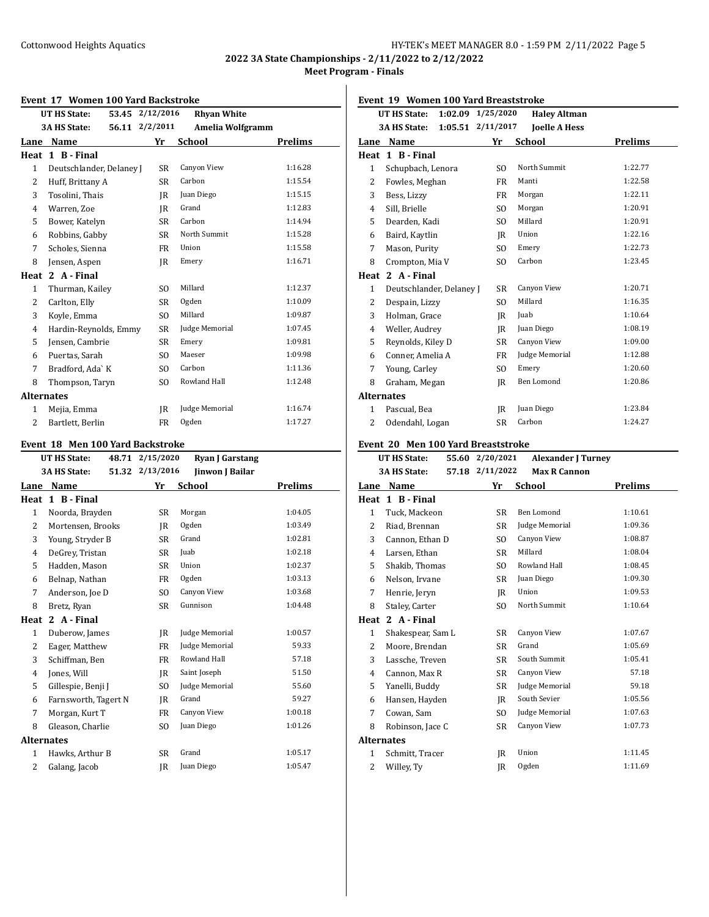## 2022 3A State Championships - 2/11/2022 to 2/12/2022

### Meet Program - Finals

### Event 17 Women 100 Yard Backstroke

| | | | |
|---|---|---|---|
| UT HS State: | 53.45 | 2/12/2016 | Rhyan White |
| 3A HS State: | 56.11 | 2/2/2011 | Amelia Wolfgramm |

| Lane | Name | Yr | School | Prelims |
|---|---|---|---|---|
| **Heat 1 B - Final** | | | | |
| 1 | Deutschlander, Delaney J | SR | Canyon View | 1:16.28 |
| 2 | Huff, Brittany A | SR | Carbon | 1:15.54 |
| 3 | Tosolini, Thais | JR | Juan Diego | 1:15.15 |
| 4 | Warren, Zoe | JR | Grand | 1:12.83 |
| 5 | Bower, Katelyn | SR | Carbon | 1:14.94 |
| 6 | Robbins, Gabby | SR | North Summit | 1:15.28 |
| 7 | Scholes, Sienna | FR | Union | 1:15.58 |
| 8 | Jensen, Aspen | JR | Emery | 1:16.71 |
| **Heat 2 A - Final** | | | | |
| 1 | Thurman, Kailey | SO | Millard | 1:12.37 |
| 2 | Carlton, Elly | SR | Ogden | 1:10.09 |
| 3 | Koyle, Emma | SO | Millard | 1:09.87 |
| 4 | Hardin-Reynolds, Emmy | SR | Judge Memorial | 1:07.45 |
| 5 | Jensen, Cambrie | SR | Emery | 1:09.81 |
| 6 | Puertas, Sarah | SO | Maeser | 1:09.98 |
| 7 | Bradford, Ada` K | SO | Carbon | 1:11.36 |
| 8 | Thompson, Taryn | SO | Rowland Hall | 1:12.48 |
| **Alternates** | | | | |
| 1 | Mejia, Emma | JR | Judge Memorial | 1:16.74 |
| 2 | Bartlett, Berlin | FR | Ogden | 1:17.27 |

### Event 18 Men 100 Yard Backstroke

| | | | |
|---|---|---|---|
| UT HS State: | 48.71 | 2/15/2020 | Ryan J Garstang |
| 3A HS State: | 51.32 | 2/13/2016 | Jinwon J Bailar |

| Lane | Name | Yr | School | Prelims |
|---|---|---|---|---|
| **Heat 1 B - Final** | | | | |
| 1 | Noorda, Brayden | SR | Morgan | 1:04.05 |
| 2 | Mortensen, Brooks | JR | Ogden | 1:03.49 |
| 3 | Young, Stryder B | SR | Grand | 1:02.81 |
| 4 | DeGrey, Tristan | SR | Juab | 1:02.18 |
| 5 | Hadden, Mason | SR | Union | 1:02.37 |
| 6 | Belnap, Nathan | FR | Ogden | 1:03.13 |
| 7 | Anderson, Joe D | SO | Canyon View | 1:03.68 |
| 8 | Bretz, Ryan | SR | Gunnison | 1:04.48 |
| **Heat 2 A - Final** | | | | |
| 1 | Duberow, James | JR | Judge Memorial | 1:00.57 |
| 2 | Eager, Matthew | FR | Judge Memorial | 59.33 |
| 3 | Schiffman, Ben | FR | Rowland Hall | 57.18 |
| 4 | Jones, Will | JR | Saint Joseph | 51.50 |
| 5 | Gillespie, Benji J | SO | Judge Memorial | 55.60 |
| 6 | Farnsworth, Tagert N | JR | Grand | 59.27 |
| 7 | Morgan, Kurt T | FR | Canyon View | 1:00.18 |
| 8 | Gleason, Charlie | SO | Juan Diego | 1:01.26 |
| **Alternates** | | | | |
| 1 | Hawks, Arthur B | SR | Grand | 1:05.17 |
| 2 | Galang, Jacob | JR | Juan Diego | 1:05.47 |

### Event 19 Women 100 Yard Breaststroke

| | | | |
|---|---|---|---|
| UT HS State: | 1:02.09 | 1/25/2020 | Haley Altman |
| 3A HS State: | 1:05.51 | 2/11/2017 | Joelle A Hess |

| Lane | Name | Yr | School | Prelims |
|---|---|---|---|---|
| **Heat 1 B - Final** | | | | |
| 1 | Schupbach, Lenora | SO | North Summit | 1:22.77 |
| 2 | Fowles, Meghan | FR | Manti | 1:22.58 |
| 3 | Bess, Lizzy | FR | Morgan | 1:22.11 |
| 4 | Sill, Brielle | SO | Morgan | 1:20.91 |
| 5 | Dearden, Kadi | SO | Millard | 1:20.91 |
| 6 | Baird, Kaytlin | JR | Union | 1:22.16 |
| 7 | Mason, Purity | SO | Emery | 1:22.73 |
| 8 | Crompton, Mia V | SO | Carbon | 1:23.45 |
| **Heat 2 A - Final** | | | | |
| 1 | Deutschlander, Delaney J | SR | Canyon View | 1:20.71 |
| 2 | Despain, Lizzy | SO | Millard | 1:16.35 |
| 3 | Holman, Grace | JR | Juab | 1:10.64 |
| 4 | Weller, Audrey | JR | Juan Diego | 1:08.19 |
| 5 | Reynolds, Kiley D | SR | Canyon View | 1:09.00 |
| 6 | Conner, Amelia A | FR | Judge Memorial | 1:12.88 |
| 7 | Young, Carley | SO | Emery | 1:20.60 |
| 8 | Graham, Megan | JR | Ben Lomond | 1:20.86 |
| **Alternates** | | | | |
| 1 | Pascual, Bea | JR | Juan Diego | 1:23.84 |
| 2 | Odendahl, Logan | SR | Carbon | 1:24.27 |

### Event 20 Men 100 Yard Breaststroke

| | | | |
|---|---|---|---|
| UT HS State: | 55.60 | 2/20/2021 | Alexander J Turney |
| 3A HS State: | 57.18 | 2/11/2022 | Max R Cannon |

| Lane | Name | Yr | School | Prelims |
|---|---|---|---|---|
| **Heat 1 B - Final** | | | | |
| 1 | Tuck, Mackeon | SR | Ben Lomond | 1:10.61 |
| 2 | Riad, Brennan | SR | Judge Memorial | 1:09.36 |
| 3 | Cannon, Ethan D | SO | Canyon View | 1:08.87 |
| 4 | Larsen, Ethan | SR | Millard | 1:08.04 |
| 5 | Shakib, Thomas | SO | Rowland Hall | 1:08.45 |
| 6 | Nelson, Irvane | SR | Juan Diego | 1:09.30 |
| 7 | Henrie, Jeryn | JR | Union | 1:09.53 |
| 8 | Staley, Carter | SO | North Summit | 1:10.64 |
| **Heat 2 A - Final** | | | | |
| 1 | Shakespear, Sam L | SR | Canyon View | 1:07.67 |
| 2 | Moore, Brendan | SR | Grand | 1:05.69 |
| 3 | Lassche, Treven | SR | South Summit | 1:05.41 |
| 4 | Cannon, Max R | SR | Canyon View | 57.18 |
| 5 | Yanelli, Buddy | SR | Judge Memorial | 59.18 |
| 6 | Hansen, Hayden | JR | South Sevier | 1:05.56 |
| 7 | Cowan, Sam | SO | Judge Memorial | 1:07.63 |
| 8 | Robinson, Jace C | SR | Canyon View | 1:07.73 |
| **Alternates** | | | | |
| 1 | Schmitt, Tracer | JR | Union | 1:11.45 |
| 2 | Willey, Ty | JR | Ogden | 1:11.69 |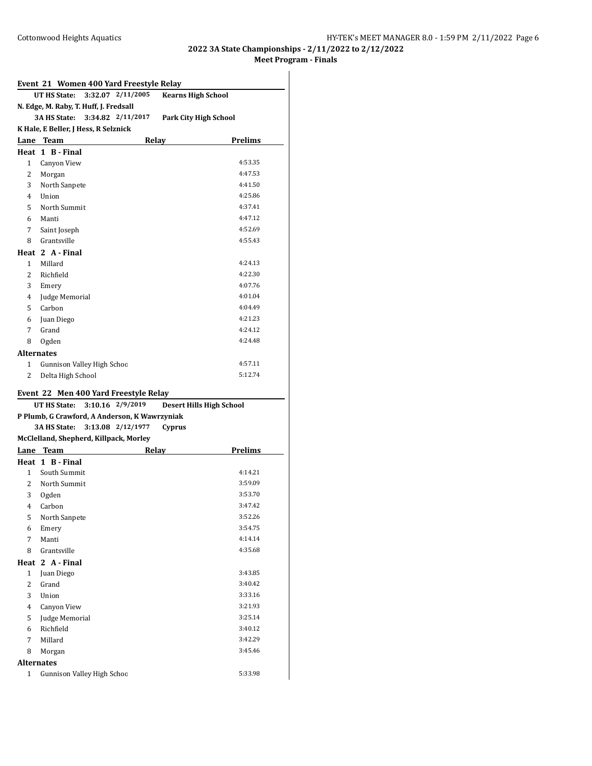**2022 3A State Championships - 2/11/2022 to 2/12/2022**

**Meet Program - Finals**

### Event 21 Women 400 Yard Freestyle Relay

**UT HS State: 3:32.07 2/11/2005 Kearns High School**
**N. Edge, M. Raby, T. Huff, J. Fredsall**
**3A HS State: 3:34.82 2/11/2017 Park City High School**
**K Hale, E Beller, J Hess, R Selznick**

| Lane | Team | Relay | Prelims |
|---|---|---|---|
| **Heat 1 B - Final** | | | |
| 1 | Canyon View | | 4:53.35 |
| 2 | Morgan | | 4:47.53 |
| 3 | North Sanpete | | 4:41.50 |
| 4 | Union | | 4:25.86 |
| 5 | North Summit | | 4:37.41 |
| 6 | Manti | | 4:47.12 |
| 7 | Saint Joseph | | 4:52.69 |
| 8 | Grantsville | | 4:55.43 |
| **Heat 2 A - Final** | | | |
| 1 | Millard | | 4:24.13 |
| 2 | Richfield | | 4:22.30 |
| 3 | Emery | | 4:07.76 |
| 4 | Judge Memorial | | 4:01.04 |
| 5 | Carbon | | 4:04.49 |
| 6 | Juan Diego | | 4:21.23 |
| 7 | Grand | | 4:24.12 |
| 8 | Ogden | | 4:24.48 |
| **Alternates** | | | |
| 1 | Gunnison Valley High Schoo | | 4:57.11 |
| 2 | Delta High School | | 5:12.74 |

### Event 22 Men 400 Yard Freestyle Relay

**UT HS State: 3:10.16 2/9/2019 Desert Hills High School**
**P Plumb, G Crawford, A Anderson, K Wawrzyniak**
**3A HS State: 3:13.08 2/12/1977 Cyprus**
**McClelland, Shepherd, Killpack, Morley**

| Lane | Team | Relay | Prelims |
|---|---|---|---|
| **Heat 1 B - Final** | | | |
| 1 | South Summit | | 4:14.21 |
| 2 | North Summit | | 3:59.09 |
| 3 | Ogden | | 3:53.70 |
| 4 | Carbon | | 3:47.42 |
| 5 | North Sanpete | | 3:52.26 |
| 6 | Emery | | 3:54.75 |
| 7 | Manti | | 4:14.14 |
| 8 | Grantsville | | 4:35.68 |
| **Heat 2 A - Final** | | | |
| 1 | Juan Diego | | 3:43.85 |
| 2 | Grand | | 3:40.42 |
| 3 | Union | | 3:33.16 |
| 4 | Canyon View | | 3:21.93 |
| 5 | Judge Memorial | | 3:25.14 |
| 6 | Richfield | | 3:40.12 |
| 7 | Millard | | 3:42.29 |
| 8 | Morgan | | 3:45.46 |
| **Alternates** | | | |
| 1 | Gunnison Valley High Schoo | | 5:33.98 |